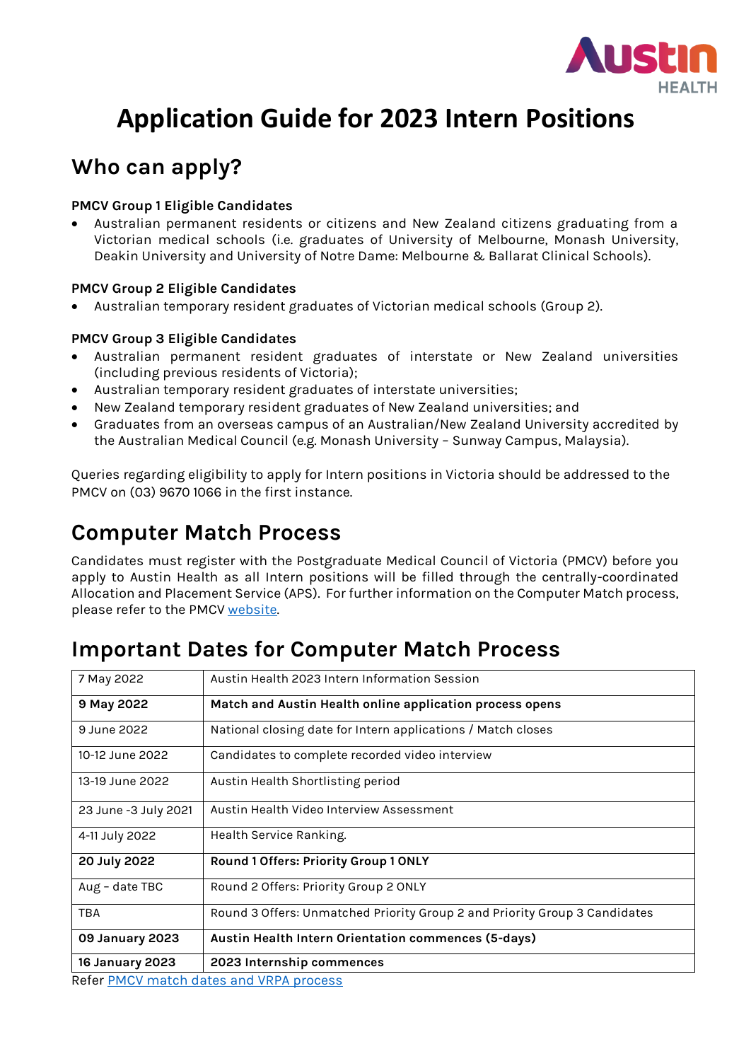# Application Guide for 2023 Intern Positions

## Who can apply?

**PMCV Group 1 Eligible Candidates**

- Australian permanent residents or citizens and New Zealand citizens graduating from a Victorian medical schools (i.e. graduates of University of Melbourne, Monash University, Deakin University and University of Notre Dame: Melbourne & Ballarat Clinical Schools).

**PMCV Group 2 Eligible Candidates**

- Australian temporary resident graduates of Victorian medical schools (Group 2).

**PMCV Group 3 Eligible Candidates**

- Australian permanent resident graduates of interstate or New Zealand universities (including previous residents of Victoria);
- Australian temporary resident graduates of interstate universities;
- New Zealand temporary resident graduates of New Zealand universities; and
- Graduates from an overseas campus of an Australian/New Zealand University accredited by the Australian Medical Council (e.g. Monash University – Sunway Campus, Malaysia).

Queries regarding eligibility to apply for Intern positions in Victoria should be addressed to the PMCV on (03) 9670 1066 in the first instance.

## Computer Match Process

Candidates must register with the Postgraduate Medical Council of Victoria (PMCV) before you apply to Austin Health as all Intern positions will be filled through the centrally-coordinated Allocation and Placement Service (APS). For further information on the Computer Match process, please refer to the PMCV [website](website).

## Important Dates for Computer Match Process

| | |
|---|---|
| 7 May 2022 | Austin Health 2023 Intern Information Session |
| **9 May 2022** | **Match and Austin Health online application process opens** |
| 9 June 2022 | National closing date for Intern applications / Match closes |
| 10-12 June 2022 | Candidates to complete recorded video interview |
| 13-19 June 2022 | Austin Health Shortlisting period |
| 23 June -3 July 2021 | Austin Health Video Interview Assessment |
| 4-11 July 2022 | Health Service Ranking. |
| **20 July 2022** | **Round 1 Offers: Priority Group 1 ONLY** |
| Aug – date TBC | Round 2 Offers: Priority Group 2 ONLY |
| TBA | Round 3 Offers: Unmatched Priority Group 2 and Priority Group 3 Candidates |
| **09 January 2023** | **Austin Health Intern Orientation commences (5-days)** |
| **16 January 2023** | **2023 Internship commences** |

Refer [PMCV match dates and VRPA process](PMCV match dates and VRPA process)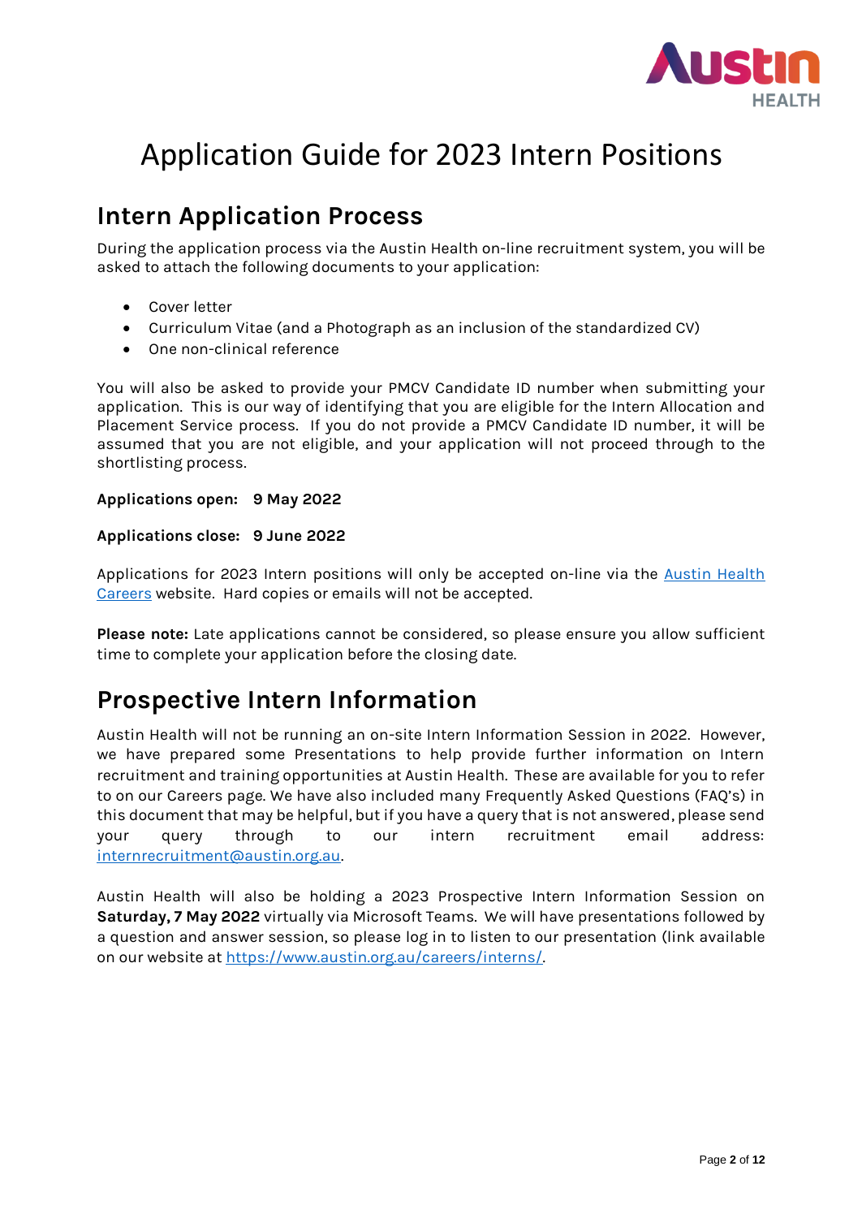# Application Guide for 2023 Intern Positions

## Intern Application Process

During the application process via the Austin Health on-line recruitment system, you will be asked to attach the following documents to your application:

- Cover letter
- Curriculum Vitae (and a Photograph as an inclusion of the standardized CV)
- One non-clinical reference

You will also be asked to provide your PMCV Candidate ID number when submitting your application. This is our way of identifying that you are eligible for the Intern Allocation and Placement Service process. If you do not provide a PMCV Candidate ID number, it will be assumed that you are not eligible, and your application will not proceed through to the shortlisting process.

**Applications open: 9 May 2022**

**Applications close: 9 June 2022**

Applications for 2023 Intern positions will only be accepted on-line via the [Austin Health Careers]() website. Hard copies or emails will not be accepted.

**Please note:** Late applications cannot be considered, so please ensure you allow sufficient time to complete your application before the closing date.

## Prospective Intern Information

Austin Health will not be running an on-site Intern Information Session in 2022. However, we have prepared some Presentations to help provide further information on Intern recruitment and training opportunities at Austin Health. These are available for you to refer to on our Careers page. We have also included many Frequently Asked Questions (FAQ's) in this document that may be helpful, but if you have a query that is not answered, please send your query through to our intern recruitment email address: internrecruitment@austin.org.au.

Austin Health will also be holding a 2023 Prospective Intern Information Session on **Saturday, 7 May 2022** virtually via Microsoft Teams. We will have presentations followed by a question and answer session, so please log in to listen to our presentation (link available on our website at https://www.austin.org.au/careers/interns/.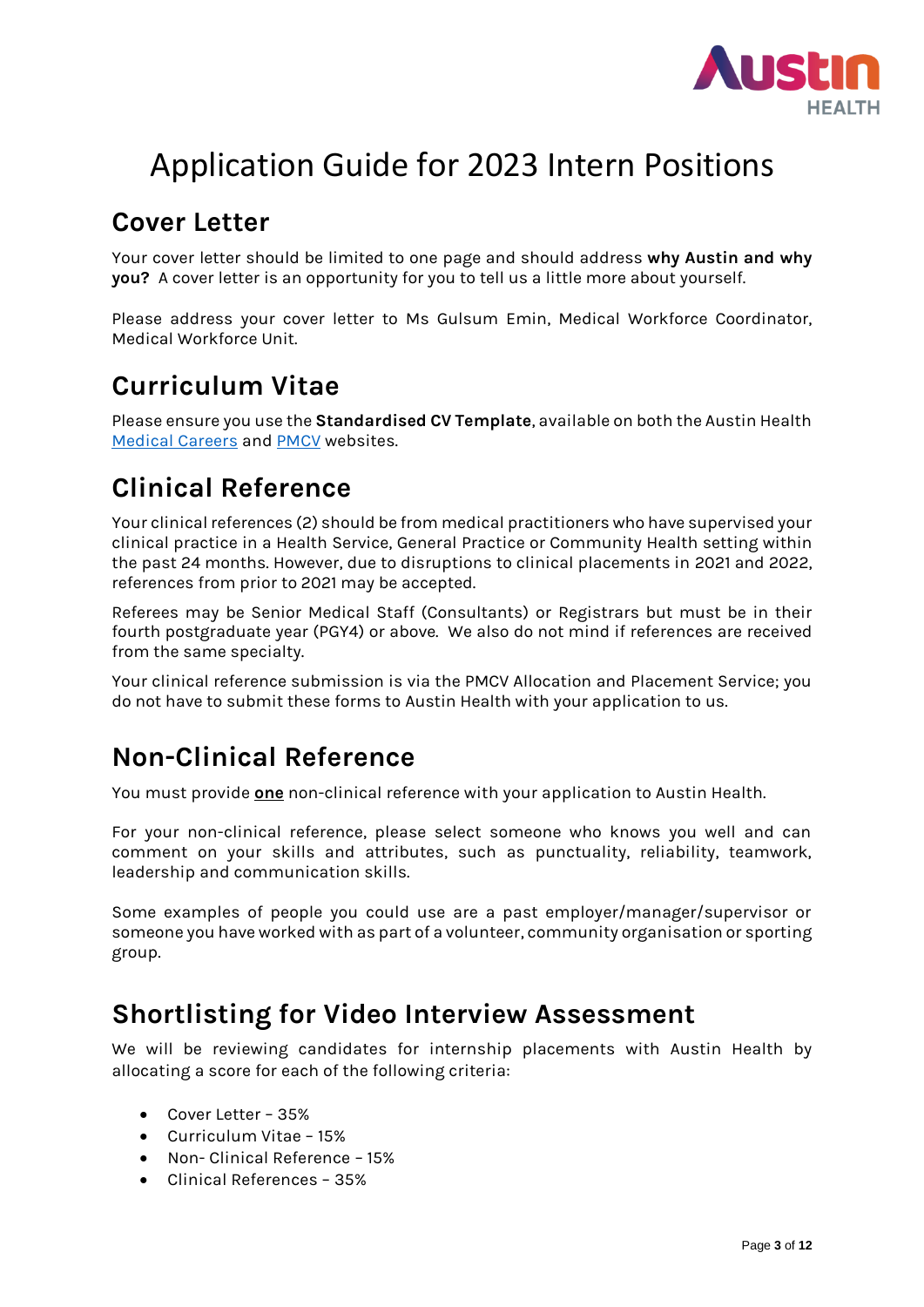# Application Guide for 2023 Intern Positions

## Cover Letter

Your cover letter should be limited to one page and should address **why Austin and why you?** A cover letter is an opportunity for you to tell us a little more about yourself.

Please address your cover letter to Ms Gulsum Emin, Medical Workforce Coordinator, Medical Workforce Unit.

## Curriculum Vitae

Please ensure you use the **Standardised CV Template**, available on both the Austin Health Medical Careers and PMCV websites.

## Clinical Reference

Your clinical references (2) should be from medical practitioners who have supervised your clinical practice in a Health Service, General Practice or Community Health setting within the past 24 months. However, due to disruptions to clinical placements in 2021 and 2022, references from prior to 2021 may be accepted.

Referees may be Senior Medical Staff (Consultants) or Registrars but must be in their fourth postgraduate year (PGY4) or above. We also do not mind if references are received from the same specialty.

Your clinical reference submission is via the PMCV Allocation and Placement Service; you do not have to submit these forms to Austin Health with your application to us.

## Non-Clinical Reference

You must provide **one** non-clinical reference with your application to Austin Health.

For your non-clinical reference, please select someone who knows you well and can comment on your skills and attributes, such as punctuality, reliability, teamwork, leadership and communication skills.

Some examples of people you could use are a past employer/manager/supervisor or someone you have worked with as part of a volunteer, community organisation or sporting group.

## Shortlisting for Video Interview Assessment

We will be reviewing candidates for internship placements with Austin Health by allocating a score for each of the following criteria:

- Cover Letter – 35%
- Curriculum Vitae – 15%
- Non- Clinical Reference – 15%
- Clinical References – 35%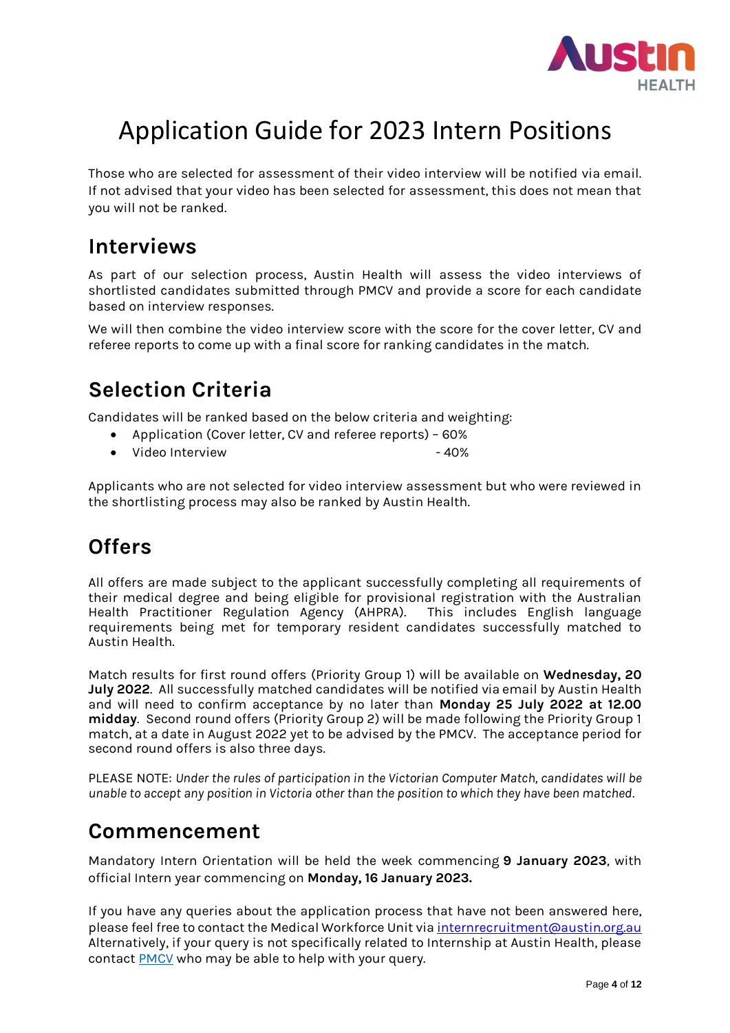# Application Guide for 2023 Intern Positions

Those who are selected for assessment of their video interview will be notified via email. If not advised that your video has been selected for assessment, this does not mean that you will not be ranked.

## Interviews

As part of our selection process, Austin Health will assess the video interviews of shortlisted candidates submitted through PMCV and provide a score for each candidate based on interview responses.

We will then combine the video interview score with the score for the cover letter, CV and referee reports to come up with a final score for ranking candidates in the match.

## Selection Criteria

Candidates will be ranked based on the below criteria and weighting:

- Application (Cover letter, CV and referee reports) – 60%
- Video Interview - 40%

Applicants who are not selected for video interview assessment but who were reviewed in the shortlisting process may also be ranked by Austin Health.

## Offers

All offers are made subject to the applicant successfully completing all requirements of their medical degree and being eligible for provisional registration with the Australian Health Practitioner Regulation Agency (AHPRA). This includes English language requirements being met for temporary resident candidates successfully matched to Austin Health.

Match results for first round offers (Priority Group 1) will be available on **Wednesday, 20 July 2022**. All successfully matched candidates will be notified via email by Austin Health and will need to confirm acceptance by no later than **Monday 25 July 2022 at 12.00 midday**. Second round offers (Priority Group 2) will be made following the Priority Group 1 match, at a date in August 2022 yet to be advised by the PMCV. The acceptance period for second round offers is also three days.

PLEASE NOTE: *Under the rules of participation in the Victorian Computer Match, candidates will be unable to accept any position in Victoria other than the position to which they have been matched.*

## Commencement

Mandatory Intern Orientation will be held the week commencing **9 January 2023**, with official Intern year commencing on **Monday, 16 January 2023.**

If you have any queries about the application process that have not been answered here, please feel free to contact the Medical Workforce Unit via internrecruitment@austin.org.au Alternatively, if your query is not specifically related to Internship at Austin Health, please contact PMCV who may be able to help with your query.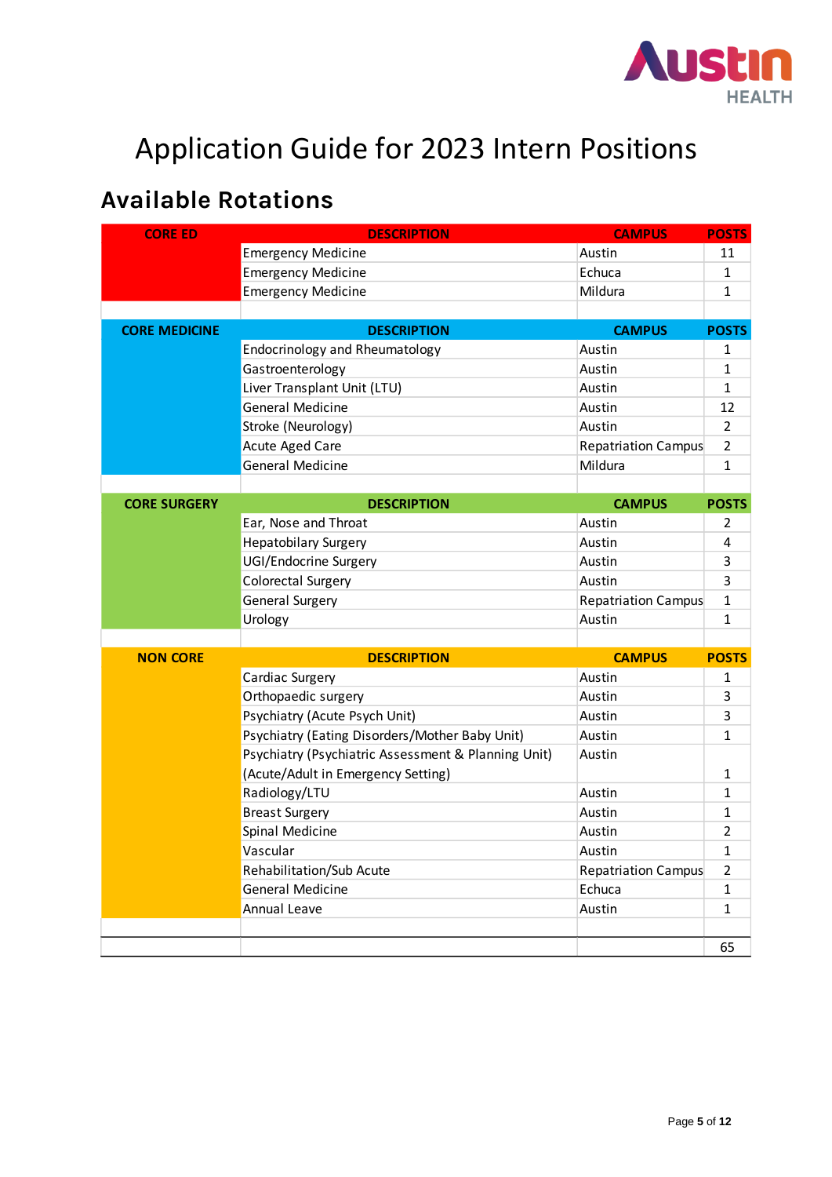# Application Guide for 2023 Intern Positions

## Available Rotations

| CORE ED | DESCRIPTION | CAMPUS | POSTS |
|---|---|---|---|
| | Emergency Medicine | Austin | 11 |
| | Emergency Medicine | Echuca | 1 |
| | Emergency Medicine | Mildura | 1 |
| | | | |
| **CORE MEDICINE** | **DESCRIPTION** | **CAMPUS** | **POSTS** |
| | Endocrinology and Rheumatology | Austin | 1 |
| | Gastroenterology | Austin | 1 |
| | Liver Transplant Unit (LTU) | Austin | 1 |
| | General Medicine | Austin | 12 |
| | Stroke (Neurology) | Austin | 2 |
| | Acute Aged Care | Repatriation Campus | 2 |
| | General Medicine | Mildura | 1 |
| | | | |
| **CORE SURGERY** | **DESCRIPTION** | **CAMPUS** | **POSTS** |
| | Ear, Nose and Throat | Austin | 2 |
| | Hepatobilary Surgery | Austin | 4 |
| | UGI/Endocrine Surgery | Austin | 3 |
| | Colorectal Surgery | Austin | 3 |
| | General Surgery | Repatriation Campus | 1 |
| | Urology | Austin | 1 |
| | | | |
| **NON CORE** | **DESCRIPTION** | **CAMPUS** | **POSTS** |
| | Cardiac Surgery | Austin | 1 |
| | Orthopaedic surgery | Austin | 3 |
| | Psychiatry (Acute Psych Unit) | Austin | 3 |
| | Psychiatry (Eating Disorders/Mother Baby Unit) | Austin | 1 |
| | Psychiatry (Psychiatric Assessment & Planning Unit) (Acute/Adult in Emergency Setting) | Austin | 1 |
| | Radiology/LTU | Austin | 1 |
| | Breast Surgery | Austin | 1 |
| | Spinal Medicine | Austin | 2 |
| | Vascular | Austin | 1 |
| | Rehabilitation/Sub Acute | Repatriation Campus | 2 |
| | General Medicine | Echuca | 1 |
| | Annual Leave | Austin | 1 |
| | | | |
| | | | 65 |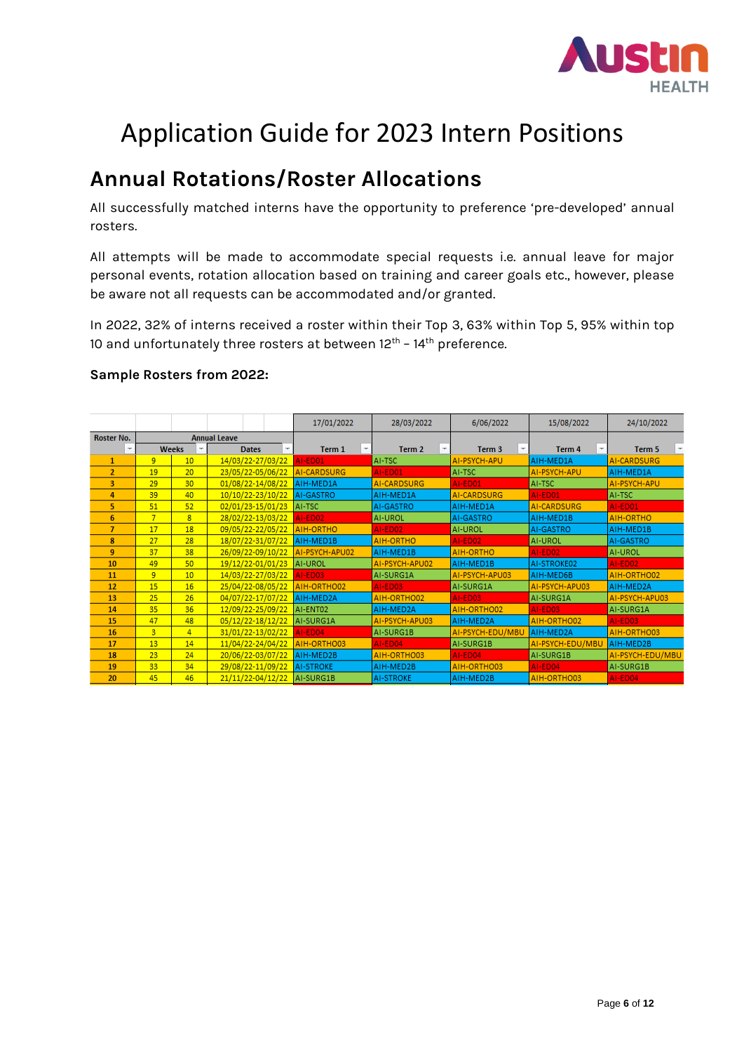# Application Guide for 2023 Intern Positions

## Annual Rotations/Roster Allocations

All successfully matched interns have the opportunity to preference 'pre-developed' annual rosters.

All attempts will be made to accommodate special requests i.e. annual leave for major personal events, rotation allocation based on training and career goals etc., however, please be aware not all requests can be accommodated and/or granted.

In 2022, 32% of interns received a roster within their Top 3, 63% within Top 5, 95% within top 10 and unfortunately three rosters at between 12th – 14th preference.

**Sample Rosters from 2022:**

| Roster No. | Annual Leave | | | 17/01/2022 | 28/03/2022 | 6/06/2022 | 15/08/2022 | 24/10/2022 |
|---|---|---|---|---|---|---|---|---|
| | Weeks | | Dates | Term 1 | Term 2 | Term 3 | Term 4 | Term 5 |
| 1 | 9 | 10 | 14/03/22-27/03/22 | AI-ED01 | AI-TSC | AI-PSYCH-APU | AIH-MED1A | AI-CARDSURG |
| 2 | 19 | 20 | 23/05/22-05/06/22 | AI-CARDSURG | AI-ED01 | AI-TSC | AI-PSYCH-APU | AIH-MED1A |
| 3 | 29 | 30 | 01/08/22-14/08/22 | AIH-MED1A | AI-CARDSURG | AI-ED01 | AI-TSC | AI-PSYCH-APU |
| 4 | 39 | 40 | 10/10/22-23/10/22 | AI-GASTRO | AIH-MED1A | AI-CARDSURG | AI-ED01 | AI-TSC |
| 5 | 51 | 52 | 02/01/23-15/01/23 | AI-TSC | AI-GASTRO | AIH-MED1A | AI-CARDSURG | AI-ED01 |
| 6 | 7 | 8 | 28/02/22-13/03/22 | AI-ED02 | AI-UROL | AI-GASTRO | AIH-MED1B | AIH-ORTHO |
| 7 | 17 | 18 | 09/05/22-22/05/22 | AIH-ORTHO | AI-ED02 | AI-UROL | AI-GASTRO | AIH-MED1B |
| 8 | 27 | 28 | 18/07/22-31/07/22 | AIH-MED1B | AIH-ORTHO | AI-ED02 | AI-UROL | AI-GASTRO |
| 9 | 37 | 38 | 26/09/22-09/10/22 | AI-PSYCH-APU02 | AIH-MED1B | AIH-ORTHO | AI-ED02 | AI-UROL |
| 10 | 49 | 50 | 19/12/22-01/01/23 | AI-UROL | AI-PSYCH-APU02 | AIH-MED1B | AI-STROKE02 | AI-ED02 |
| 11 | 9 | 10 | 14/03/22-27/03/22 | AI-ED03 | AI-SURG1A | AI-PSYCH-APU03 | AIH-MED6B | AIH-ORTHO02 |
| 12 | 15 | 16 | 25/04/22-08/05/22 | AIH-ORTHO02 | AI-ED03 | AI-SURG1A | AI-PSYCH-APU03 | AIH-MED2A |
| 13 | 25 | 26 | 04/07/22-17/07/22 | AIH-MED2A | AIH-ORTHO02 | AI-ED03 | AI-SURG1A | AI-PSYCH-APU03 |
| 14 | 35 | 36 | 12/09/22-25/09/22 | AI-ENT02 | AIH-MED2A | AIH-ORTHO02 | AI-ED03 | AI-SURG1A |
| 15 | 47 | 48 | 05/12/22-18/12/22 | AI-SURG1A | AI-PSYCH-APU03 | AIH-MED2A | AIH-ORTHO02 | AI-ED03 |
| 16 | 3 | 4 | 31/01/22-13/02/22 | AI-ED04 | AI-SURG1B | AI-PSYCH-EDU/MBU | AIH-MED2A | AIH-ORTHO03 |
| 17 | 13 | 14 | 11/04/22-24/04/22 | AIH-ORTHO03 | AI-ED04 | AI-SURG1B | AI-PSYCH-EDU/MBU | AIH-MED2B |
| 18 | 23 | 24 | 20/06/22-03/07/22 | AIH-MED2B | AIH-ORTHO03 | AI-ED04 | AI-SURG1B | AI-PSYCH-EDU/MBU |
| 19 | 33 | 34 | 29/08/22-11/09/22 | AI-STROKE | AIH-MED2B | AIH-ORTHO03 | AI-ED04 | AI-SURG1B |
| 20 | 45 | 46 | 21/11/22-04/12/22 | AI-SURG1B | AI-STROKE | AIH-MED2B | AIH-ORTHO03 | AI-ED04 |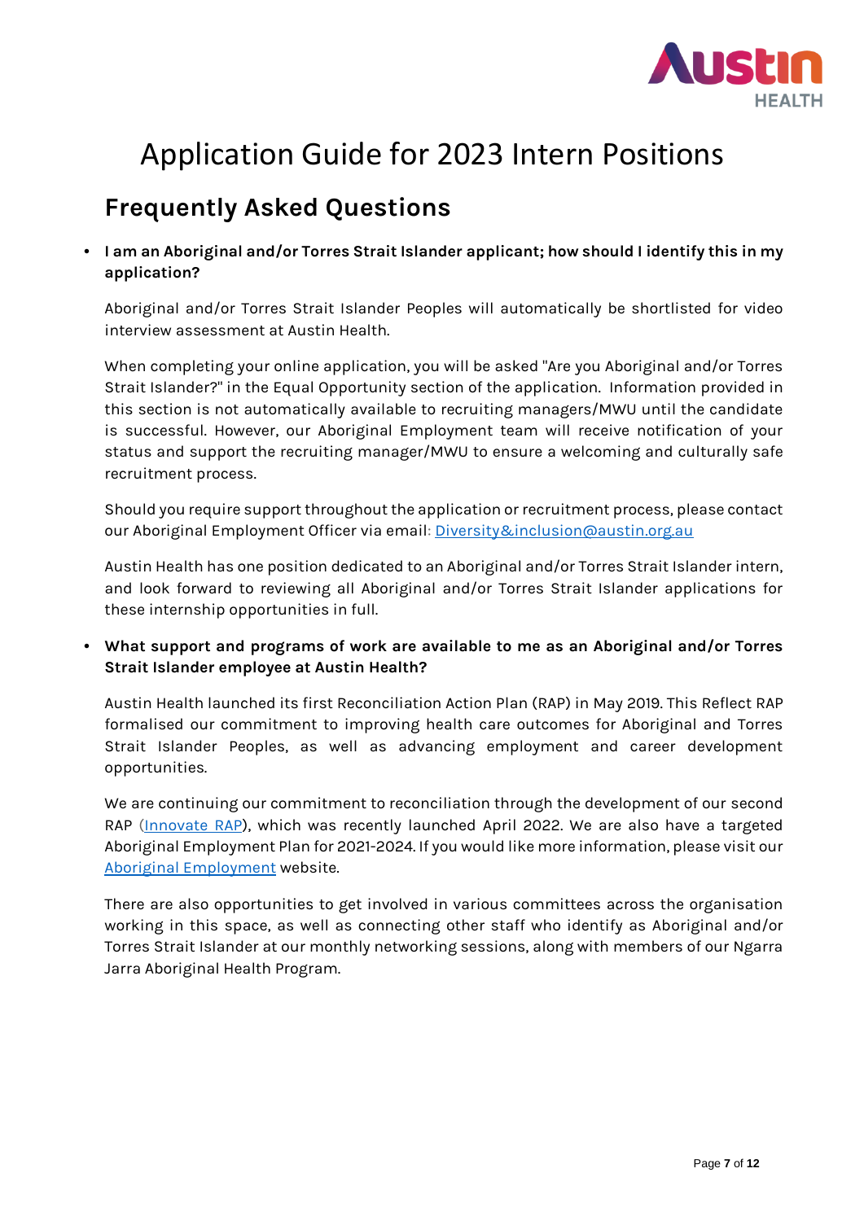# Application Guide for 2023 Intern Positions

## Frequently Asked Questions

- **I am an Aboriginal and/or Torres Strait Islander applicant; how should I identify this in my application?**

  Aboriginal and/or Torres Strait Islander Peoples will automatically be shortlisted for video interview assessment at Austin Health.

  When completing your online application, you will be asked "Are you Aboriginal and/or Torres Strait Islander?" in the Equal Opportunity section of the application. Information provided in this section is not automatically available to recruiting managers/MWU until the candidate is successful. However, our Aboriginal Employment team will receive notification of your status and support the recruiting manager/MWU to ensure a welcoming and culturally safe recruitment process.

  Should you require support throughout the application or recruitment process, please contact our Aboriginal Employment Officer via email: Diversity&inclusion@austin.org.au

  Austin Health has one position dedicated to an Aboriginal and/or Torres Strait Islander intern, and look forward to reviewing all Aboriginal and/or Torres Strait Islander applications for these internship opportunities in full.

- **What support and programs of work are available to me as an Aboriginal and/or Torres Strait Islander employee at Austin Health?**

  Austin Health launched its first Reconciliation Action Plan (RAP) in May 2019. This Reflect RAP formalised our commitment to improving health care outcomes for Aboriginal and Torres Strait Islander Peoples, as well as advancing employment and career development opportunities.

  We are continuing our commitment to reconciliation through the development of our second RAP (Innovate RAP), which was recently launched April 2022. We are also have a targeted Aboriginal Employment Plan for 2021-2024. If you would like more information, please visit our Aboriginal Employment website.

  There are also opportunities to get involved in various committees across the organisation working in this space, as well as connecting other staff who identify as Aboriginal and/or Torres Strait Islander at our monthly networking sessions, along with members of our Ngarra Jarra Aboriginal Health Program.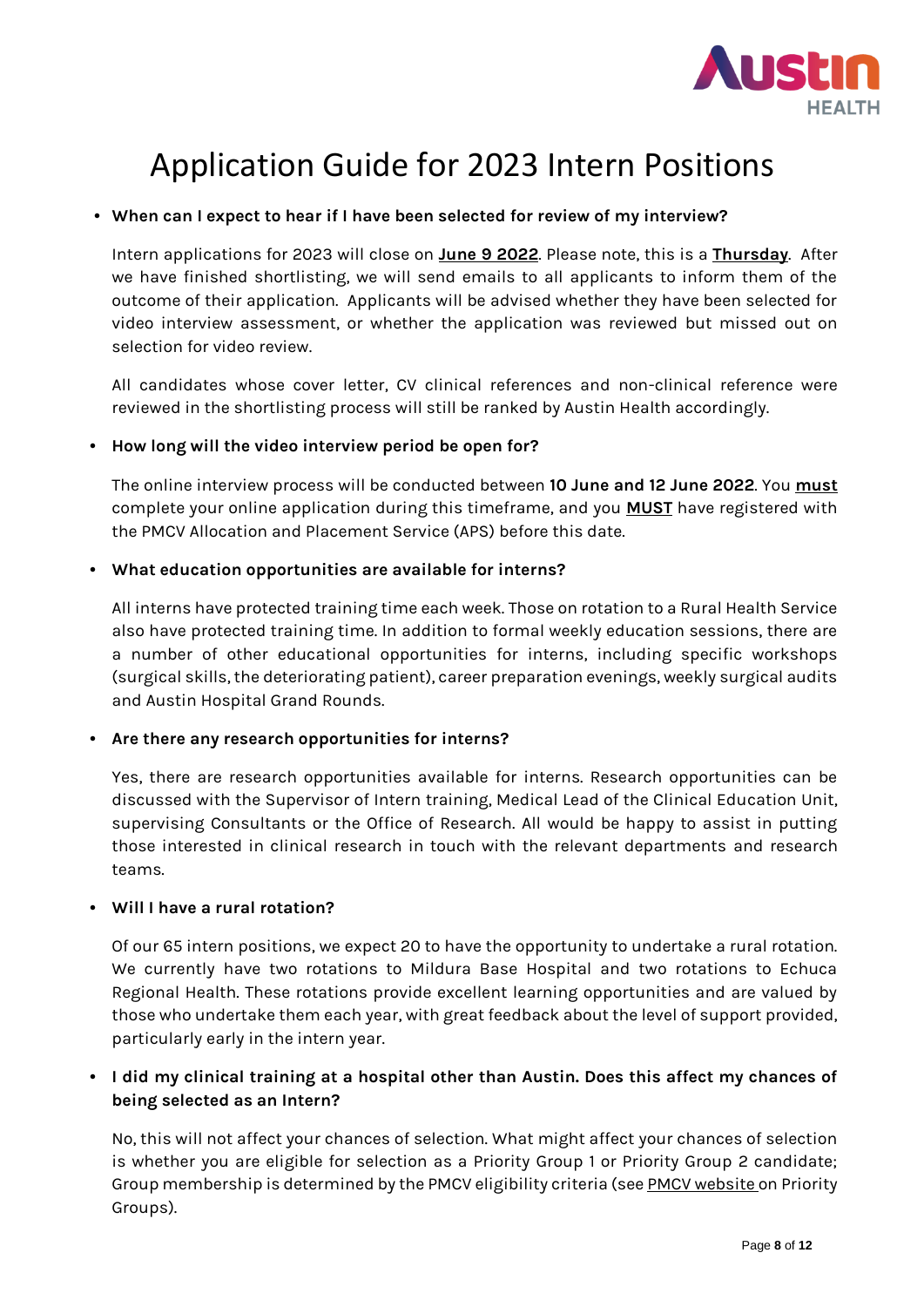# Application Guide for 2023 Intern Positions

- **When can I expect to hear if I have been selected for review of my interview?**

  Intern applications for 2023 will close on **June 9 2022**. Please note, this is a **Thursday**. After we have finished shortlisting, we will send emails to all applicants to inform them of the outcome of their application. Applicants will be advised whether they have been selected for video interview assessment, or whether the application was reviewed but missed out on selection for video review.

  All candidates whose cover letter, CV clinical references and non-clinical reference were reviewed in the shortlisting process will still be ranked by Austin Health accordingly.

- **How long will the video interview period be open for?**

  The online interview process will be conducted between **10 June and 12 June 2022**. You **must** complete your online application during this timeframe, and you **MUST** have registered with the PMCV Allocation and Placement Service (APS) before this date.

- **What education opportunities are available for interns?**

  All interns have protected training time each week. Those on rotation to a Rural Health Service also have protected training time. In addition to formal weekly education sessions, there are a number of other educational opportunities for interns, including specific workshops (surgical skills, the deteriorating patient), career preparation evenings, weekly surgical audits and Austin Hospital Grand Rounds.

- **Are there any research opportunities for interns?**

  Yes, there are research opportunities available for interns. Research opportunities can be discussed with the Supervisor of Intern training, Medical Lead of the Clinical Education Unit, supervising Consultants or the Office of Research. All would be happy to assist in putting those interested in clinical research in touch with the relevant departments and research teams.

- **Will I have a rural rotation?**

  Of our 65 intern positions, we expect 20 to have the opportunity to undertake a rural rotation. We currently have two rotations to Mildura Base Hospital and two rotations to Echuca Regional Health. These rotations provide excellent learning opportunities and are valued by those who undertake them each year, with great feedback about the level of support provided, particularly early in the intern year.

- **I did my clinical training at a hospital other than Austin. Does this affect my chances of being selected as an Intern?**

  No, this will not affect your chances of selection. What might affect your chances of selection is whether you are eligible for selection as a Priority Group 1 or Priority Group 2 candidate; Group membership is determined by the PMCV eligibility criteria (see PMCV website on Priority Groups).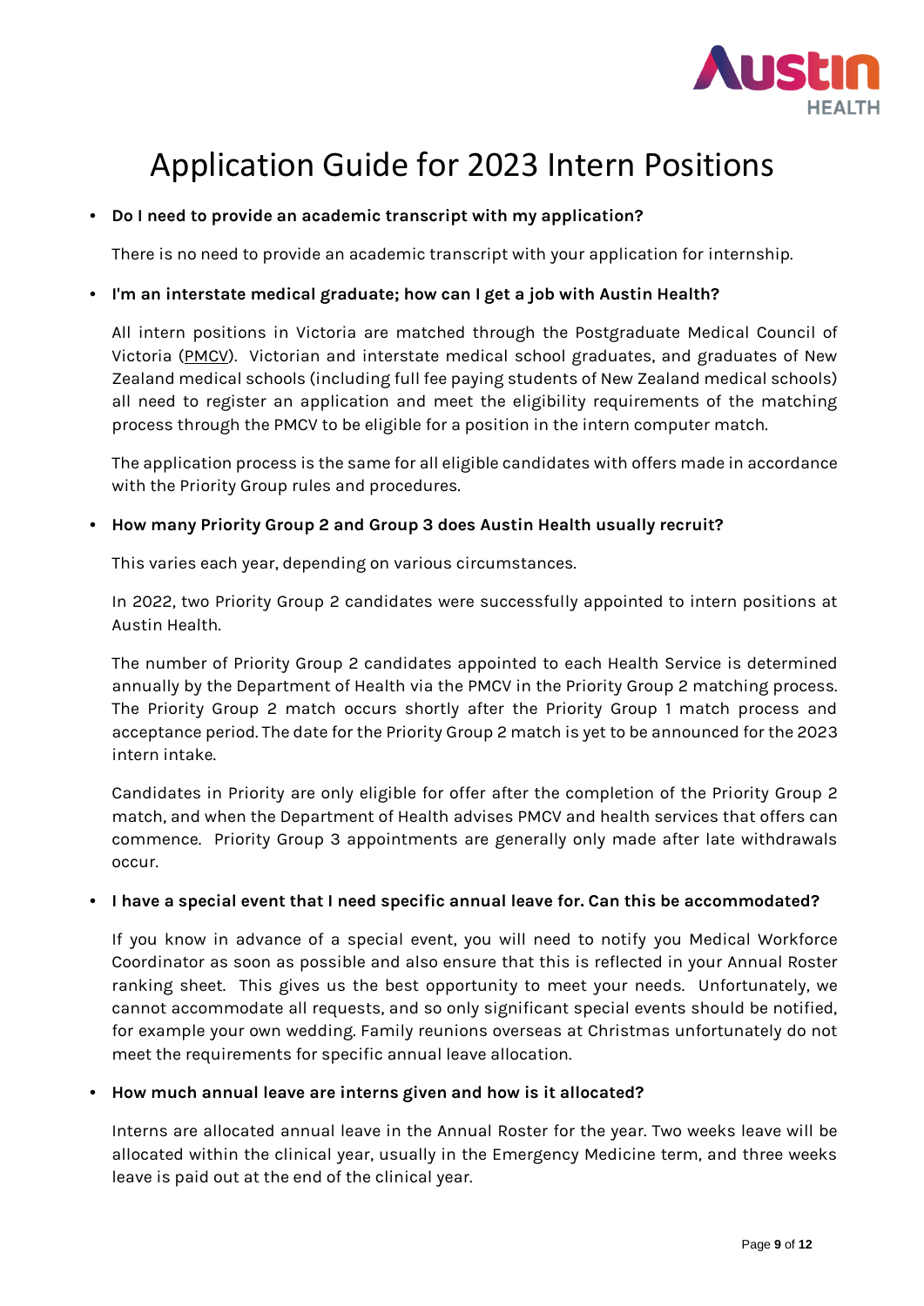# Application Guide for 2023 Intern Positions

- **Do I need to provide an academic transcript with my application?**

  There is no need to provide an academic transcript with your application for internship.

- **I'm an interstate medical graduate; how can I get a job with Austin Health?**

  All intern positions in Victoria are matched through the Postgraduate Medical Council of Victoria (PMCV). Victorian and interstate medical school graduates, and graduates of New Zealand medical schools (including full fee paying students of New Zealand medical schools) all need to register an application and meet the eligibility requirements of the matching process through the PMCV to be eligible for a position in the intern computer match.

  The application process is the same for all eligible candidates with offers made in accordance with the Priority Group rules and procedures.

- **How many Priority Group 2 and Group 3 does Austin Health usually recruit?**

  This varies each year, depending on various circumstances.

  In 2022, two Priority Group 2 candidates were successfully appointed to intern positions at Austin Health.

  The number of Priority Group 2 candidates appointed to each Health Service is determined annually by the Department of Health via the PMCV in the Priority Group 2 matching process. The Priority Group 2 match occurs shortly after the Priority Group 1 match process and acceptance period. The date for the Priority Group 2 match is yet to be announced for the 2023 intern intake.

  Candidates in Priority are only eligible for offer after the completion of the Priority Group 2 match, and when the Department of Health advises PMCV and health services that offers can commence. Priority Group 3 appointments are generally only made after late withdrawals occur.

- **I have a special event that I need specific annual leave for. Can this be accommodated?**

  If you know in advance of a special event, you will need to notify you Medical Workforce Coordinator as soon as possible and also ensure that this is reflected in your Annual Roster ranking sheet. This gives us the best opportunity to meet your needs. Unfortunately, we cannot accommodate all requests, and so only significant special events should be notified, for example your own wedding. Family reunions overseas at Christmas unfortunately do not meet the requirements for specific annual leave allocation.

- **How much annual leave are interns given and how is it allocated?**

  Interns are allocated annual leave in the Annual Roster for the year. Two weeks leave will be allocated within the clinical year, usually in the Emergency Medicine term, and three weeks leave is paid out at the end of the clinical year.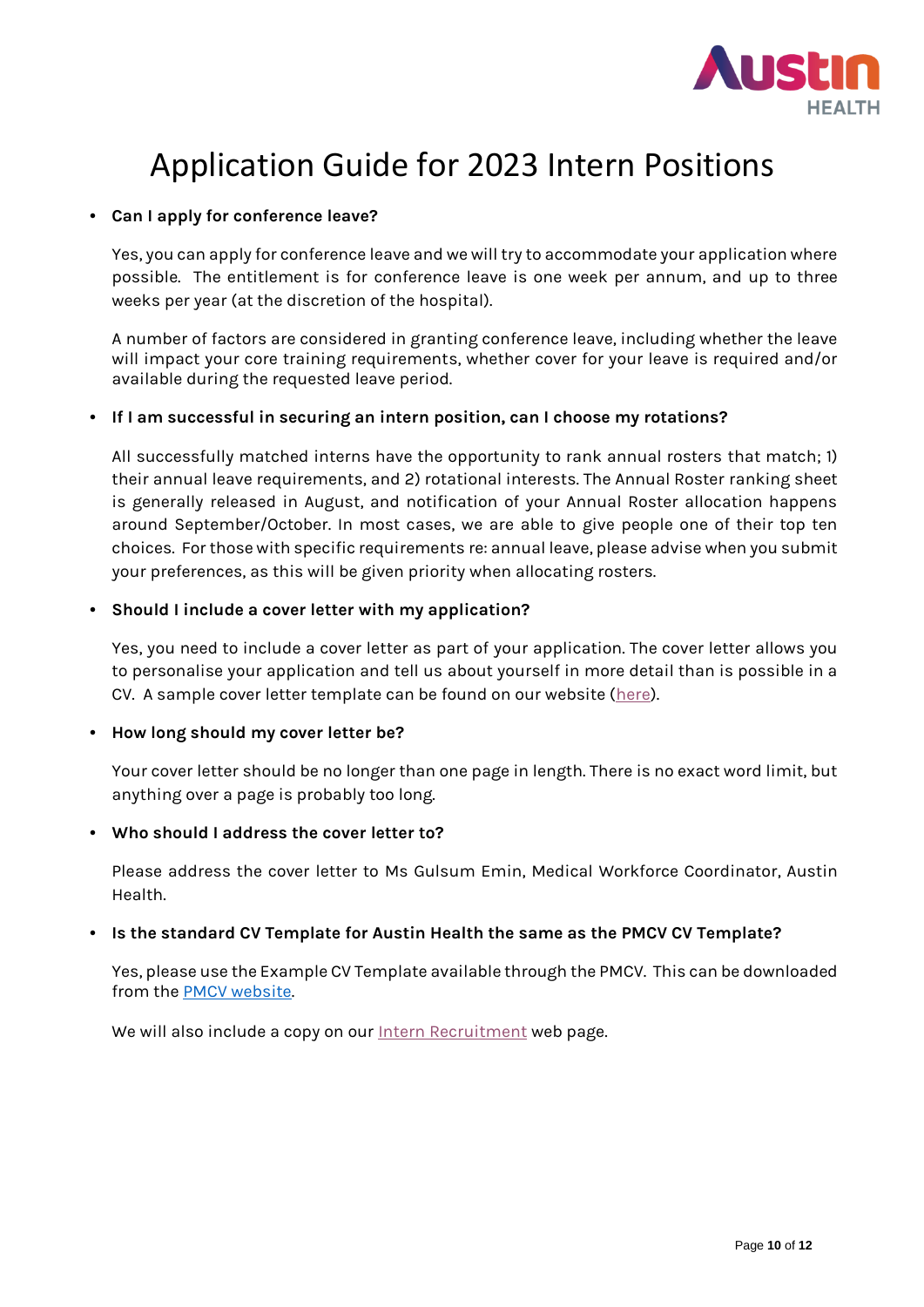# Application Guide for 2023 Intern Positions

- **Can I apply for conference leave?**

  Yes, you can apply for conference leave and we will try to accommodate your application where possible. The entitlement is for conference leave is one week per annum, and up to three weeks per year (at the discretion of the hospital).

  A number of factors are considered in granting conference leave, including whether the leave will impact your core training requirements, whether cover for your leave is required and/or available during the requested leave period.

- **If I am successful in securing an intern position, can I choose my rotations?**

  All successfully matched interns have the opportunity to rank annual rosters that match; 1) their annual leave requirements, and 2) rotational interests. The Annual Roster ranking sheet is generally released in August, and notification of your Annual Roster allocation happens around September/October. In most cases, we are able to give people one of their top ten choices. For those with specific requirements re: annual leave, please advise when you submit your preferences, as this will be given priority when allocating rosters.

- **Should I include a cover letter with my application?**

  Yes, you need to include a cover letter as part of your application. The cover letter allows you to personalise your application and tell us about yourself in more detail than is possible in a CV. A sample cover letter template can be found on our website (here).

- **How long should my cover letter be?**

  Your cover letter should be no longer than one page in length. There is no exact word limit, but anything over a page is probably too long.

- **Who should I address the cover letter to?**

  Please address the cover letter to Ms Gulsum Emin, Medical Workforce Coordinator, Austin Health.

- **Is the standard CV Template for Austin Health the same as the PMCV CV Template?**

  Yes, please use the Example CV Template available through the PMCV. This can be downloaded from the PMCV website.

  We will also include a copy on our Intern Recruitment web page.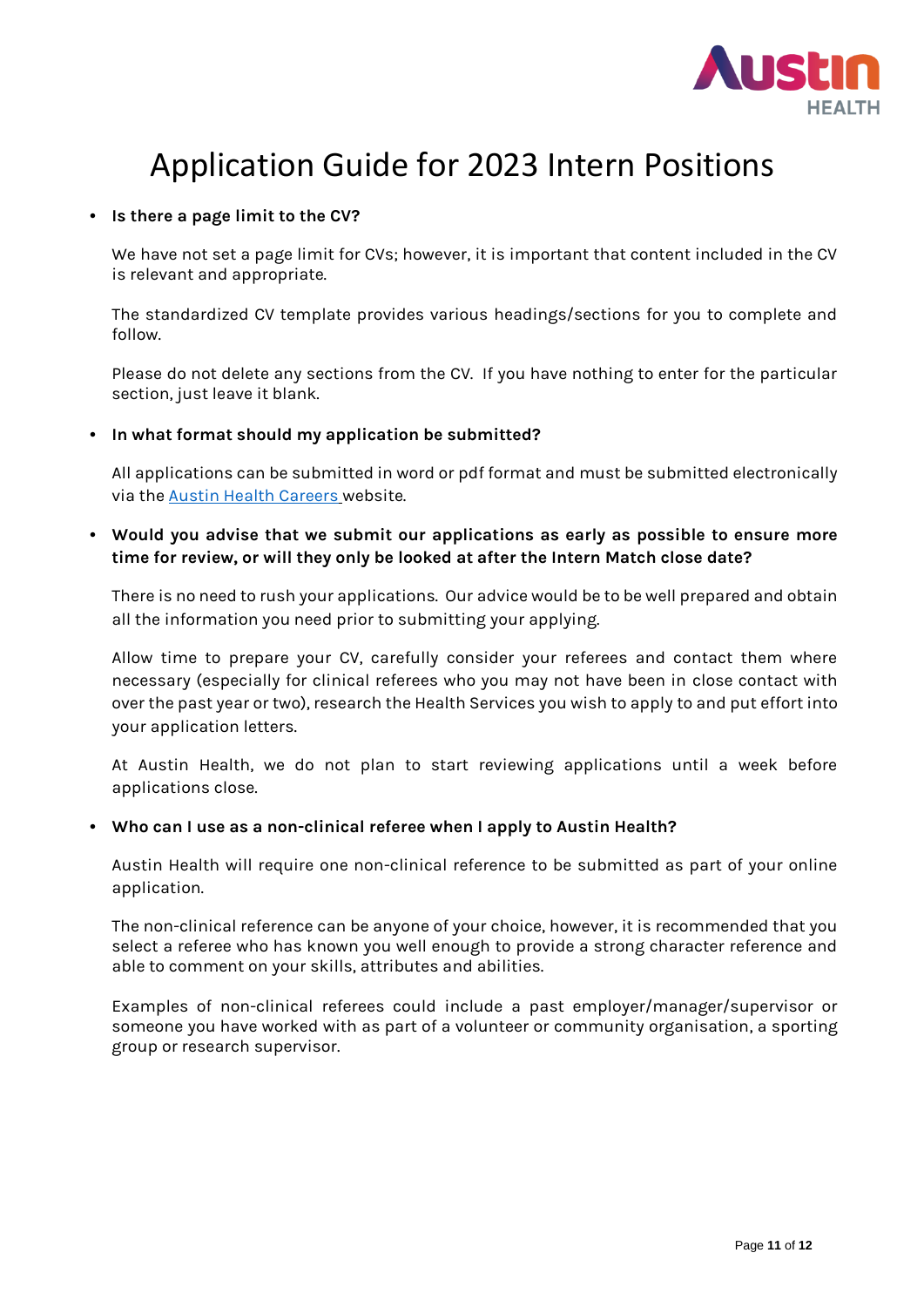# Application Guide for 2023 Intern Positions

- **Is there a page limit to the CV?**

  We have not set a page limit for CVs; however, it is important that content included in the CV is relevant and appropriate.

  The standardized CV template provides various headings/sections for you to complete and follow.

  Please do not delete any sections from the CV. If you have nothing to enter for the particular section, just leave it blank.

- **In what format should my application be submitted?**

  All applications can be submitted in word or pdf format and must be submitted electronically via the [Austin Health Careers](#) website.

- **Would you advise that we submit our applications as early as possible to ensure more time for review, or will they only be looked at after the Intern Match close date?**

  There is no need to rush your applications. Our advice would be to be well prepared and obtain all the information you need prior to submitting your applying.

  Allow time to prepare your CV, carefully consider your referees and contact them where necessary (especially for clinical referees who you may not have been in close contact with over the past year or two), research the Health Services you wish to apply to and put effort into your application letters.

  At Austin Health, we do not plan to start reviewing applications until a week before applications close.

- **Who can I use as a non-clinical referee when I apply to Austin Health?**

  Austin Health will require one non-clinical reference to be submitted as part of your online application.

  The non-clinical reference can be anyone of your choice, however, it is recommended that you select a referee who has known you well enough to provide a strong character reference and able to comment on your skills, attributes and abilities.

  Examples of non-clinical referees could include a past employer/manager/supervisor or someone you have worked with as part of a volunteer or community organisation, a sporting group or research supervisor.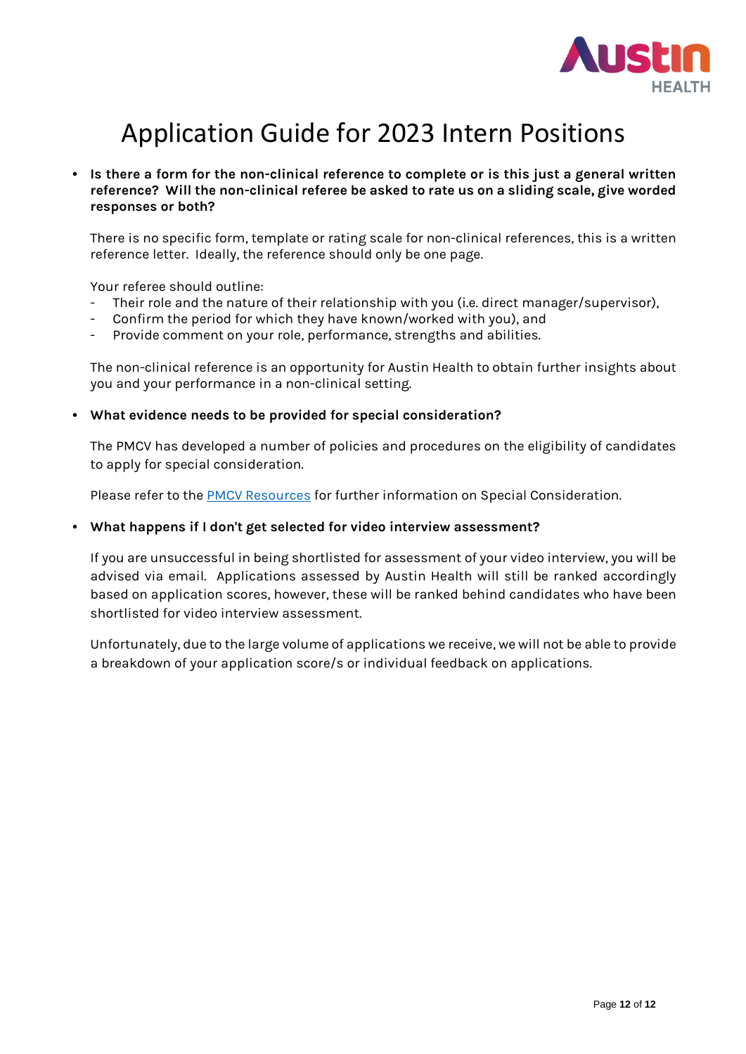# Application Guide for 2023 Intern Positions

- **Is there a form for the non-clinical reference to complete or is this just a general written reference? Will the non-clinical referee be asked to rate us on a sliding scale, give worded responses or both?**

  There is no specific form, template or rating scale for non-clinical references, this is a written reference letter. Ideally, the reference should only be one page.

  Your referee should outline:
  - Their role and the nature of their relationship with you (i.e. direct manager/supervisor),
  - Confirm the period for which they have known/worked with you), and
  - Provide comment on your role, performance, strengths and abilities.

  The non-clinical reference is an opportunity for Austin Health to obtain further insights about you and your performance in a non-clinical setting.

- **What evidence needs to be provided for special consideration?**

  The PMCV has developed a number of policies and procedures on the eligibility of candidates to apply for special consideration.

  Please refer to the PMCV Resources for further information on Special Consideration.

- **What happens if I don't get selected for video interview assessment?**

  If you are unsuccessful in being shortlisted for assessment of your video interview, you will be advised via email. Applications assessed by Austin Health will still be ranked accordingly based on application scores, however, these will be ranked behind candidates who have been shortlisted for video interview assessment.

  Unfortunately, due to the large volume of applications we receive, we will not be able to provide a breakdown of your application score/s or individual feedback on applications.